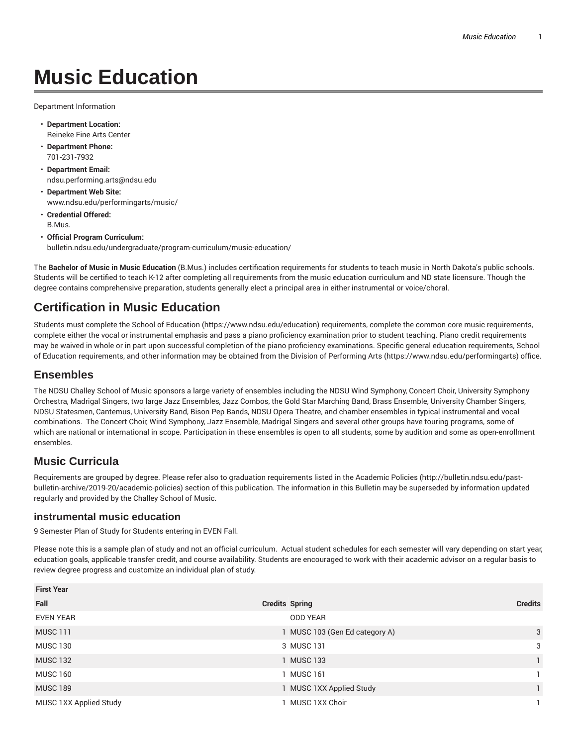# Music Education

Department Information

- **Department Location:**
  Reineke Fine Arts Center
- **Department Phone:**
  701-231-7932
- **Department Email:**
  ndsu.performing.arts@ndsu.edu
- **Department Web Site:**
  www.ndsu.edu/performingarts/music/
- **Credential Offered:**
  B.Mus.
- **Official Program Curriculum:**
  bulletin.ndsu.edu/undergraduate/program-curriculum/music-education/

The **Bachelor of Music in Music Education** (B.Mus.) includes certification requirements for students to teach music in North Dakota's public schools. Students will be certified to teach K-12 after completing all requirements from the music education curriculum and ND state licensure. Though the degree contains comprehensive preparation, students generally elect a principal area in either instrumental or voice/choral.

## Certification in Music Education

Students must complete the School of Education (https://www.ndsu.edu/education) requirements, complete the common core music requirements, complete either the vocal or instrumental emphasis and pass a piano proficiency examination prior to student teaching. Piano credit requirements may be waived in whole or in part upon successful completion of the piano proficiency examinations. Specific general education requirements, School of Education requirements, and other information may be obtained from the Division of Performing Arts (https://www.ndsu.edu/performingarts) office.

## Ensembles

The NDSU Challey School of Music sponsors a large variety of ensembles including the NDSU Wind Symphony, Concert Choir, University Symphony Orchestra, Madrigal Singers, two large Jazz Ensembles, Jazz Combos, the Gold Star Marching Band, Brass Ensemble, University Chamber Singers, NDSU Statesmen, Cantemus, University Band, Bison Pep Bands, NDSU Opera Theatre, and chamber ensembles in typical instrumental and vocal combinations. The Concert Choir, Wind Symphony, Jazz Ensemble, Madrigal Singers and several other groups have touring programs, some of which are national or international in scope. Participation in these ensembles is open to all students, some by audition and some as open-enrollment ensembles.

## Music Curricula

Requirements are grouped by degree. Please refer also to graduation requirements listed in the Academic Policies (http://bulletin.ndsu.edu/past-bulletin-archive/2019-20/academic-policies) section of this publication. The information in this Bulletin may be superseded by information updated regularly and provided by the Challey School of Music.

### instrumental music education

9 Semester Plan of Study for Students entering in EVEN Fall.

Please note this is a sample plan of study and not an official curriculum. Actual student schedules for each semester will vary depending on start year, education goals, applicable transfer credit, and course availability. Students are encouraged to work with their academic advisor on a regular basis to review degree progress and customize an individual plan of study.

| First Year | | | |
|---|---|---|---|
| **Fall** | **Credits** | **Spring** | **Credits** |
| EVEN YEAR | | ODD YEAR | |
| MUSC 111 | 1 | MUSC 103 (Gen Ed category A) | 3 |
| MUSC 130 | 3 | MUSC 131 | 3 |
| MUSC 132 | 1 | MUSC 133 | 1 |
| MUSC 160 | 1 | MUSC 161 | 1 |
| MUSC 189 | 1 | MUSC 1XX Applied Study | 1 |
| MUSC 1XX Applied Study | 1 | MUSC 1XX Choir | 1 |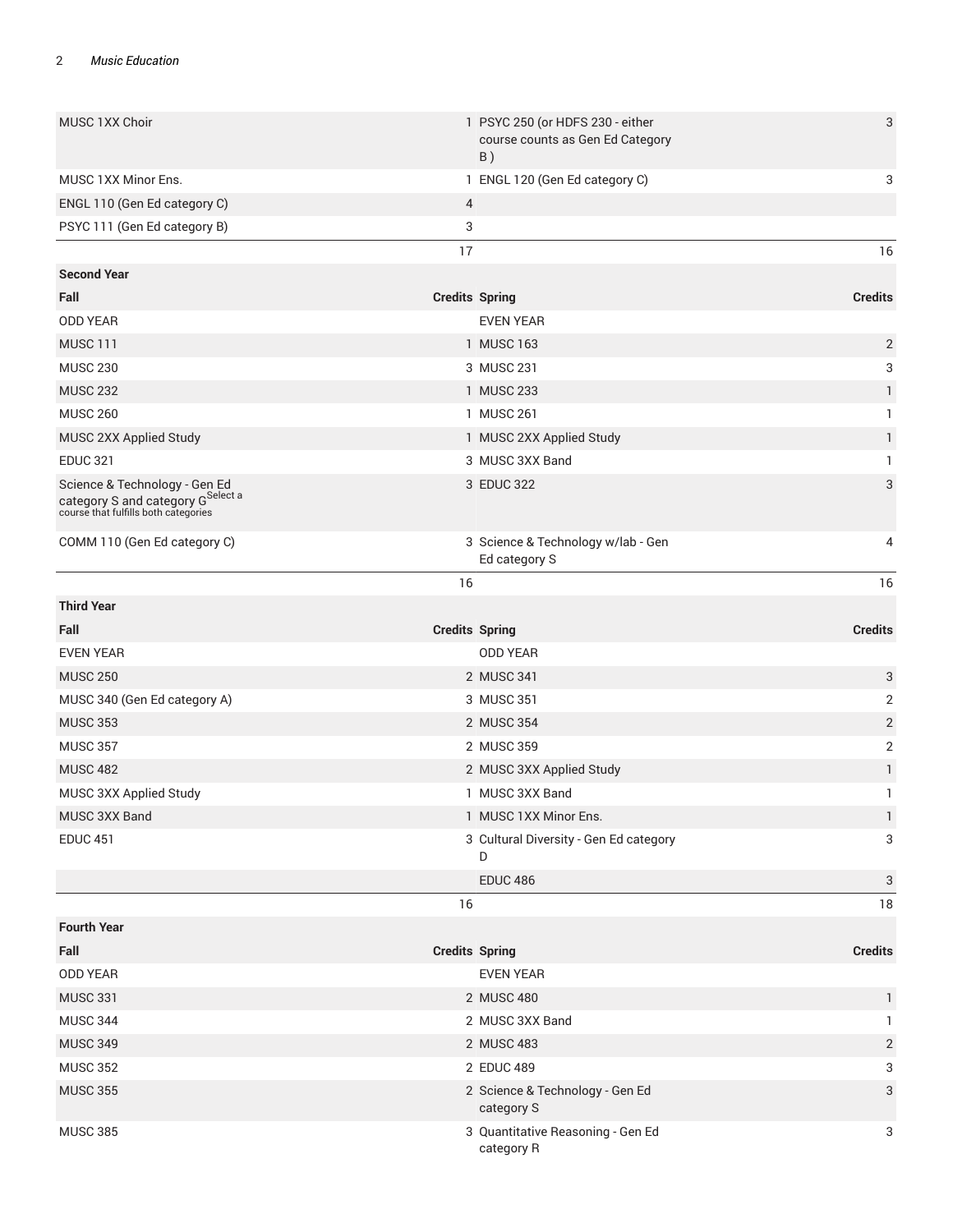| | | | |
|---|---|---|---|
| MUSC 1XX Choir | 1 | PSYC 250 (or HDFS 230 - either course counts as Gen Ed Category B ) | 3 |
| MUSC 1XX Minor Ens. | 1 | ENGL 120 (Gen Ed category C) | 3 |
| ENGL 110 (Gen Ed category C) | 4 | | |
| PSYC 111 (Gen Ed category B) | 3 | | |
| | 17 | | 16 |
| **Second Year** | | | |
| **Fall** | **Credits** | **Spring** | **Credits** |
| ODD YEAR | | EVEN YEAR | |
| MUSC 111 | 1 | MUSC 163 | 2 |
| MUSC 230 | 3 | MUSC 231 | 3 |
| MUSC 232 | 1 | MUSC 233 | 1 |
| MUSC 260 | 1 | MUSC 261 | 1 |
| MUSC 2XX Applied Study | 1 | MUSC 2XX Applied Study | 1 |
| EDUC 321 | 3 | MUSC 3XX Band | 1 |
| Science & Technology - Gen Ed category S and category G Select a course that fulfills both categories | 3 | EDUC 322 | 3 |
| COMM 110 (Gen Ed category C) | 3 | Science & Technology w/lab - Gen Ed category S | 4 |
| | 16 | | 16 |
| **Third Year** | | | |
| **Fall** | **Credits** | **Spring** | **Credits** |
| EVEN YEAR | | ODD YEAR | |
| MUSC 250 | 2 | MUSC 341 | 3 |
| MUSC 340 (Gen Ed category A) | 3 | MUSC 351 | 2 |
| MUSC 353 | 2 | MUSC 354 | 2 |
| MUSC 357 | 2 | MUSC 359 | 2 |
| MUSC 482 | 2 | MUSC 3XX Applied Study | 1 |
| MUSC 3XX Applied Study | 1 | MUSC 3XX Band | 1 |
| MUSC 3XX Band | 1 | MUSC 1XX Minor Ens. | 1 |
| EDUC 451 | 3 | Cultural Diversity - Gen Ed category D | 3 |
| | | EDUC 486 | 3 |
| | 16 | | 18 |
| **Fourth Year** | | | |
| **Fall** | **Credits** | **Spring** | **Credits** |
| ODD YEAR | | EVEN YEAR | |
| MUSC 331 | 2 | MUSC 480 | 1 |
| MUSC 344 | 2 | MUSC 3XX Band | 1 |
| MUSC 349 | 2 | MUSC 483 | 2 |
| MUSC 352 | 2 | EDUC 489 | 3 |
| MUSC 355 | 2 | Science & Technology - Gen Ed category S | 3 |
| MUSC 385 | 3 | Quantitative Reasoning - Gen Ed category R | 3 |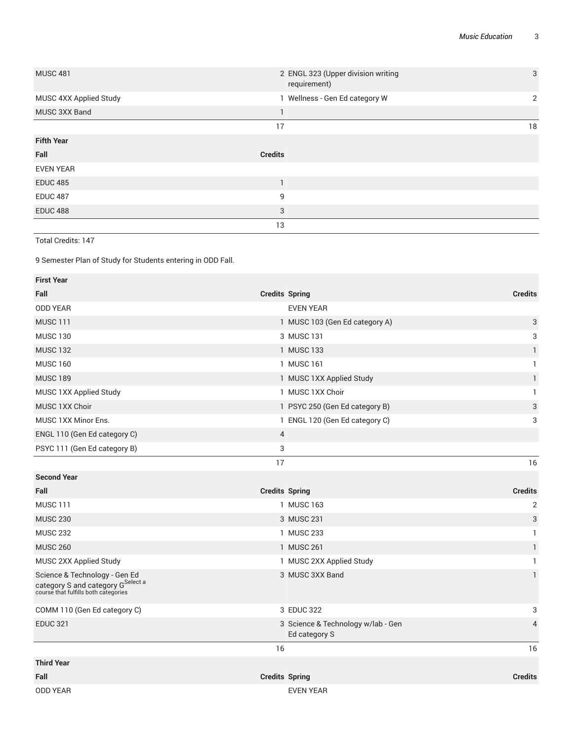| | | | |
|---|---|---|---|
| MUSC 481 | 2 | ENGL 323 (Upper division writing requirement) | 3 |
| MUSC 4XX Applied Study | 1 | Wellness - Gen Ed category W | 2 |
| MUSC 3XX Band | 1 | | |
| | 17 | | 18 |
| **Fifth Year** | | | |
| **Fall** | **Credits** | | |
| EVEN YEAR | | | |
| EDUC 485 | 1 | | |
| EDUC 487 | 9 | | |
| EDUC 488 | 3 | | |
| | 13 | | |

Total Credits: 147

9 Semester Plan of Study for Students entering in ODD Fall.

| **First Year** | | | |
|---|---|---|---|
| **Fall** | **Credits** | **Spring** | **Credits** |
| ODD YEAR | | EVEN YEAR | |
| MUSC 111 | 1 | MUSC 103 (Gen Ed category A) | 3 |
| MUSC 130 | 3 | MUSC 131 | 3 |
| MUSC 132 | 1 | MUSC 133 | 1 |
| MUSC 160 | 1 | MUSC 161 | 1 |
| MUSC 189 | 1 | MUSC 1XX Applied Study | 1 |
| MUSC 1XX Applied Study | 1 | MUSC 1XX Choir | 1 |
| MUSC 1XX Choir | 1 | PSYC 250 (Gen Ed category B) | 3 |
| MUSC 1XX Minor Ens. | 1 | ENGL 120 (Gen Ed category C) | 3 |
| ENGL 110 (Gen Ed category C) | 4 | | |
| PSYC 111 (Gen Ed category B) | 3 | | |
| | 17 | | 16 |
| **Second Year** | | | |
| **Fall** | **Credits** | **Spring** | **Credits** |
| MUSC 111 | 1 | MUSC 163 | 2 |
| MUSC 230 | 3 | MUSC 231 | 3 |
| MUSC 232 | 1 | MUSC 233 | 1 |
| MUSC 260 | 1 | MUSC 261 | 1 |
| MUSC 2XX Applied Study | 1 | MUSC 2XX Applied Study | 1 |
| Science & Technology - Gen Ed category S and category G [Select a course that fulfills both categories] | 3 | MUSC 3XX Band | 1 |
| COMM 110 (Gen Ed category C) | 3 | EDUC 322 | 3 |
| EDUC 321 | 3 | Science & Technology w/lab - Gen Ed category S | 4 |
| | 16 | | 16 |
| **Third Year** | | | |
| **Fall** | **Credits** | **Spring** | **Credits** |
| ODD YEAR | | EVEN YEAR | |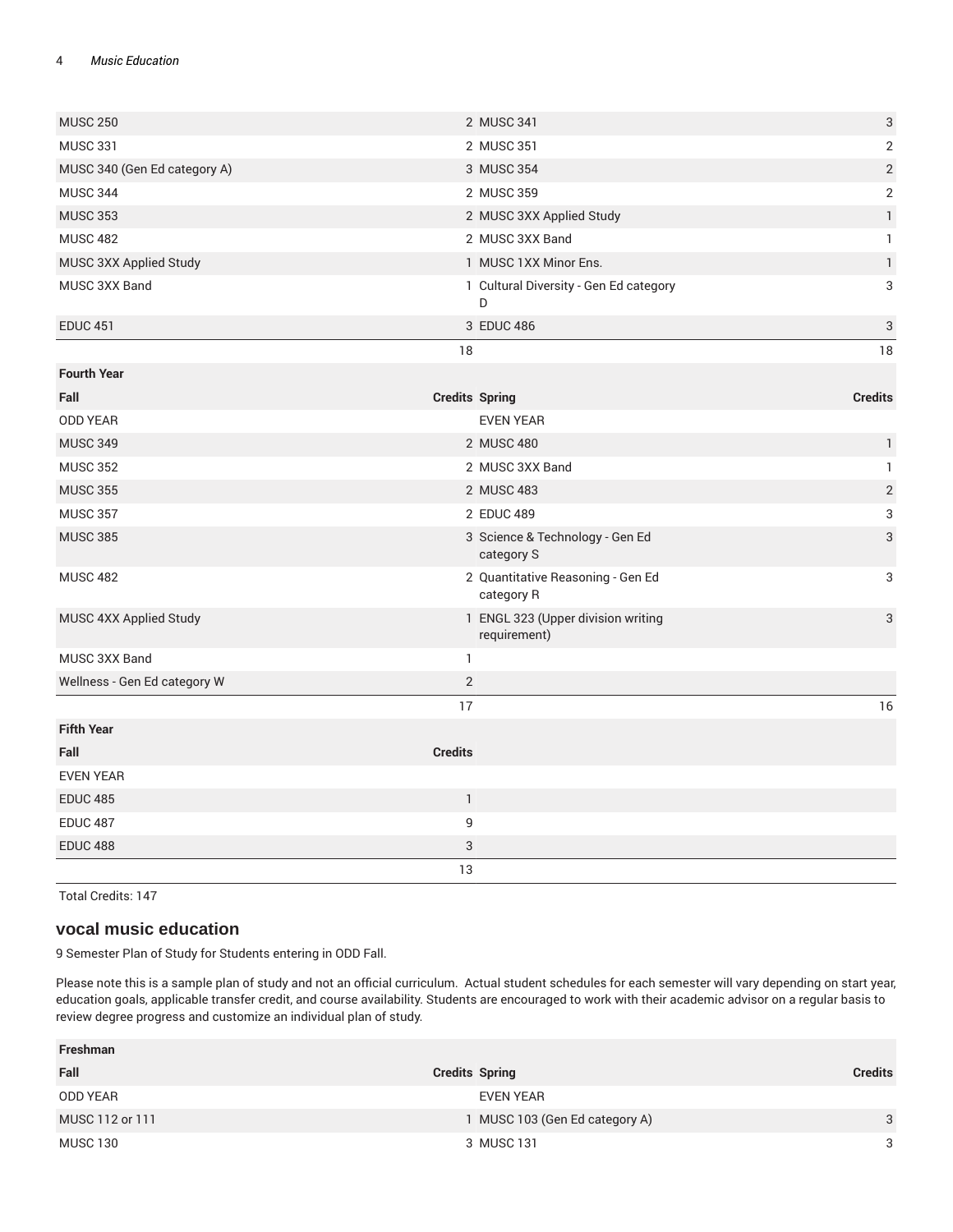| | | | |
|---|---|---|---|
| MUSC 250 | 2 | MUSC 341 | 3 |
| MUSC 331 | 2 | MUSC 351 | 2 |
| MUSC 340 (Gen Ed category A) | 3 | MUSC 354 | 2 |
| MUSC 344 | 2 | MUSC 359 | 2 |
| MUSC 353 | 2 | MUSC 3XX Applied Study | 1 |
| MUSC 482 | 2 | MUSC 3XX Band | 1 |
| MUSC 3XX Applied Study | 1 | MUSC 1XX Minor Ens. | 1 |
| MUSC 3XX Band | 1 | Cultural Diversity - Gen Ed category D | 3 |
| EDUC 451 | 3 | EDUC 486 | 3 |
| | 18 | | 18 |

**Fourth Year**

| Fall | Credits | Spring | Credits |
|---|---|---|---|
| ODD YEAR | | EVEN YEAR | |
| MUSC 349 | 2 | MUSC 480 | 1 |
| MUSC 352 | 2 | MUSC 3XX Band | 1 |
| MUSC 355 | 2 | MUSC 483 | 2 |
| MUSC 357 | 2 | EDUC 489 | 3 |
| MUSC 385 | 3 | Science & Technology - Gen Ed category S | 3 |
| MUSC 482 | 2 | Quantitative Reasoning - Gen Ed category R | 3 |
| MUSC 4XX Applied Study | 1 | ENGL 323 (Upper division writing requirement) | 3 |
| MUSC 3XX Band | 1 | | |
| Wellness - Gen Ed category W | 2 | | |
| | 17 | | 16 |

**Fifth Year**

| Fall | Credits |
|---|---|
| EVEN YEAR | |
| EDUC 485 | 1 |
| EDUC 487 | 9 |
| EDUC 488 | 3 |
| | 13 |

Total Credits: 147

## vocal music education

9 Semester Plan of Study for Students entering in ODD Fall.

Please note this is a sample plan of study and not an official curriculum. Actual student schedules for each semester will vary depending on start year, education goals, applicable transfer credit, and course availability. Students are encouraged to work with their academic advisor on a regular basis to review degree progress and customize an individual plan of study.

**Freshman**

| Fall | Credits | Spring | Credits |
|---|---|---|---|
| ODD YEAR | | EVEN YEAR | |
| MUSC 112 or 111 | 1 | MUSC 103 (Gen Ed category A) | 3 |
| MUSC 130 | 3 | MUSC 131 | 3 |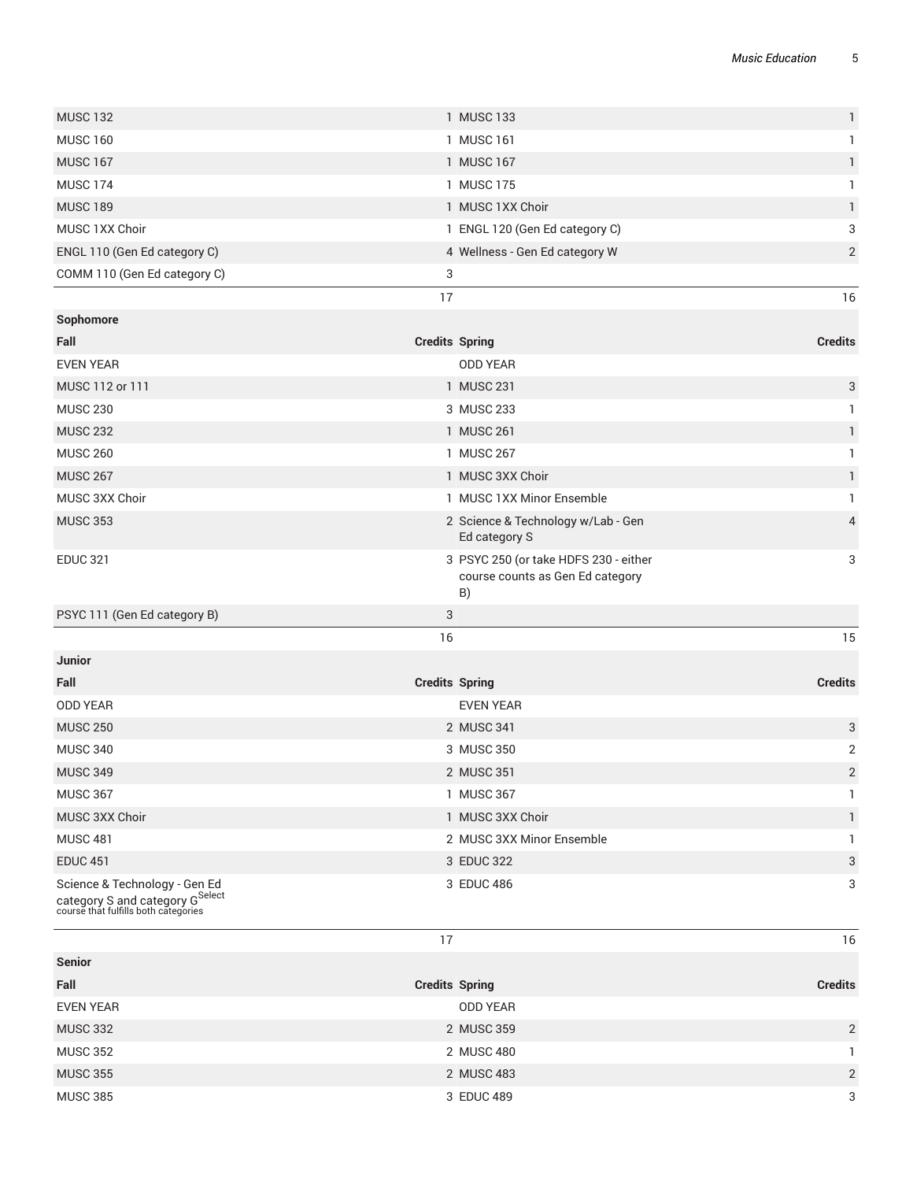| | | | |
|---|---|---|---|
| MUSC 132 | 1 | MUSC 133 | 1 |
| MUSC 160 | 1 | MUSC 161 | 1 |
| MUSC 167 | 1 | MUSC 167 | 1 |
| MUSC 174 | 1 | MUSC 175 | 1 |
| MUSC 189 | 1 | MUSC 1XX Choir | 1 |
| MUSC 1XX Choir | 1 | ENGL 120 (Gen Ed category C) | 3 |
| ENGL 110 (Gen Ed category C) | 4 | Wellness - Gen Ed category W | 2 |
| COMM 110 (Gen Ed category C) | 3 | | |
| | 17 | | 16 |
| **Sophomore** | | | |
| **Fall** | **Credits** | **Spring** | **Credits** |
| EVEN YEAR | | ODD YEAR | |
| MUSC 112 or 111 | 1 | MUSC 231 | 3 |
| MUSC 230 | 3 | MUSC 233 | 1 |
| MUSC 232 | 1 | MUSC 261 | 1 |
| MUSC 260 | 1 | MUSC 267 | 1 |
| MUSC 267 | 1 | MUSC 3XX Choir | 1 |
| MUSC 3XX Choir | 1 | MUSC 1XX Minor Ensemble | 1 |
| MUSC 353 | 2 | Science & Technology w/Lab - Gen Ed category S | 4 |
| EDUC 321 | 3 | PSYC 250 (or take HDFS 230 - either course counts as Gen Ed category B) | 3 |
| PSYC 111 (Gen Ed category B) | 3 | | |
| | 16 | | 15 |
| **Junior** | | | |
| **Fall** | **Credits** | **Spring** | **Credits** |
| ODD YEAR | | EVEN YEAR | |
| MUSC 250 | 2 | MUSC 341 | 3 |
| MUSC 340 | 3 | MUSC 350 | 2 |
| MUSC 349 | 2 | MUSC 351 | 2 |
| MUSC 367 | 1 | MUSC 367 | 1 |
| MUSC 3XX Choir | 1 | MUSC 3XX Choir | 1 |
| MUSC 481 | 2 | MUSC 3XX Minor Ensemble | 1 |
| EDUC 451 | 3 | EDUC 322 | 3 |
| Science & Technology - Gen Ed category S and category G Select course that fulfills both categories | 3 | EDUC 486 | 3 |
| | 17 | | 16 |
| **Senior** | | | |
| **Fall** | **Credits** | **Spring** | **Credits** |
| EVEN YEAR | | ODD YEAR | |
| MUSC 332 | 2 | MUSC 359 | 2 |
| MUSC 352 | 2 | MUSC 480 | 1 |
| MUSC 355 | 2 | MUSC 483 | 2 |
| MUSC 385 | 3 | EDUC 489 | 3 |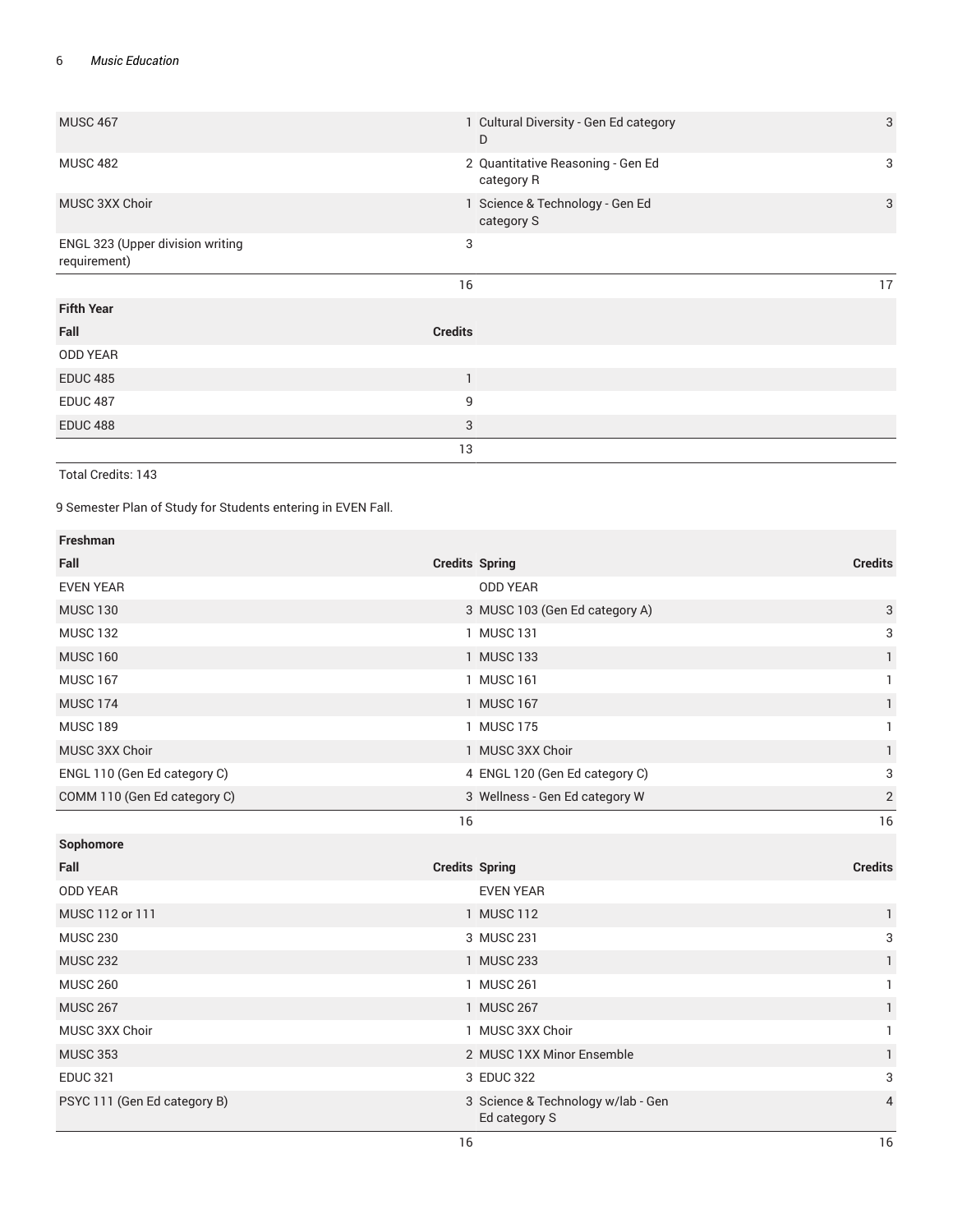| | | | |
|---|---|---|---|
| MUSC 467 | 1 | Cultural Diversity - Gen Ed category D | 3 |
| MUSC 482 | 2 | Quantitative Reasoning - Gen Ed category R | 3 |
| MUSC 3XX Choir | 1 | Science & Technology - Gen Ed category S | 3 |
| ENGL 323 (Upper division writing requirement) | 3 | | |
| | 16 | | 17 |

| Fifth Year | |
|---|---|
| **Fall** | **Credits** |
| ODD YEAR | |
| EDUC 485 | 1 |
| EDUC 487 | 9 |
| EDUC 488 | 3 |
| | 13 |

Total Credits: 143

9 Semester Plan of Study for Students entering in EVEN Fall.

| Freshman | | | |
|---|---|---|---|
| **Fall** | **Credits** | **Spring** | **Credits** |
| EVEN YEAR | | ODD YEAR | |
| MUSC 130 | 3 | MUSC 103 (Gen Ed category A) | 3 |
| MUSC 132 | 1 | MUSC 131 | 3 |
| MUSC 160 | 1 | MUSC 133 | 1 |
| MUSC 167 | 1 | MUSC 161 | 1 |
| MUSC 174 | 1 | MUSC 167 | 1 |
| MUSC 189 | 1 | MUSC 175 | 1 |
| MUSC 3XX Choir | 1 | MUSC 3XX Choir | 1 |
| ENGL 110 (Gen Ed category C) | 4 | ENGL 120 (Gen Ed category C) | 3 |
| COMM 110 (Gen Ed category C) | 3 | Wellness - Gen Ed category W | 2 |
| | 16 | | 16 |

| Sophomore | | | |
|---|---|---|---|
| **Fall** | **Credits** | **Spring** | **Credits** |
| ODD YEAR | | EVEN YEAR | |
| MUSC 112 or 111 | 1 | MUSC 112 | 1 |
| MUSC 230 | 3 | MUSC 231 | 3 |
| MUSC 232 | 1 | MUSC 233 | 1 |
| MUSC 260 | 1 | MUSC 261 | 1 |
| MUSC 267 | 1 | MUSC 267 | 1 |
| MUSC 3XX Choir | 1 | MUSC 3XX Choir | 1 |
| MUSC 353 | 2 | MUSC 1XX Minor Ensemble | 1 |
| EDUC 321 | 3 | EDUC 322 | 3 |
| PSYC 111 (Gen Ed category B) | 3 | Science & Technology w/lab - Gen Ed category S | 4 |
| | 16 | | 16 |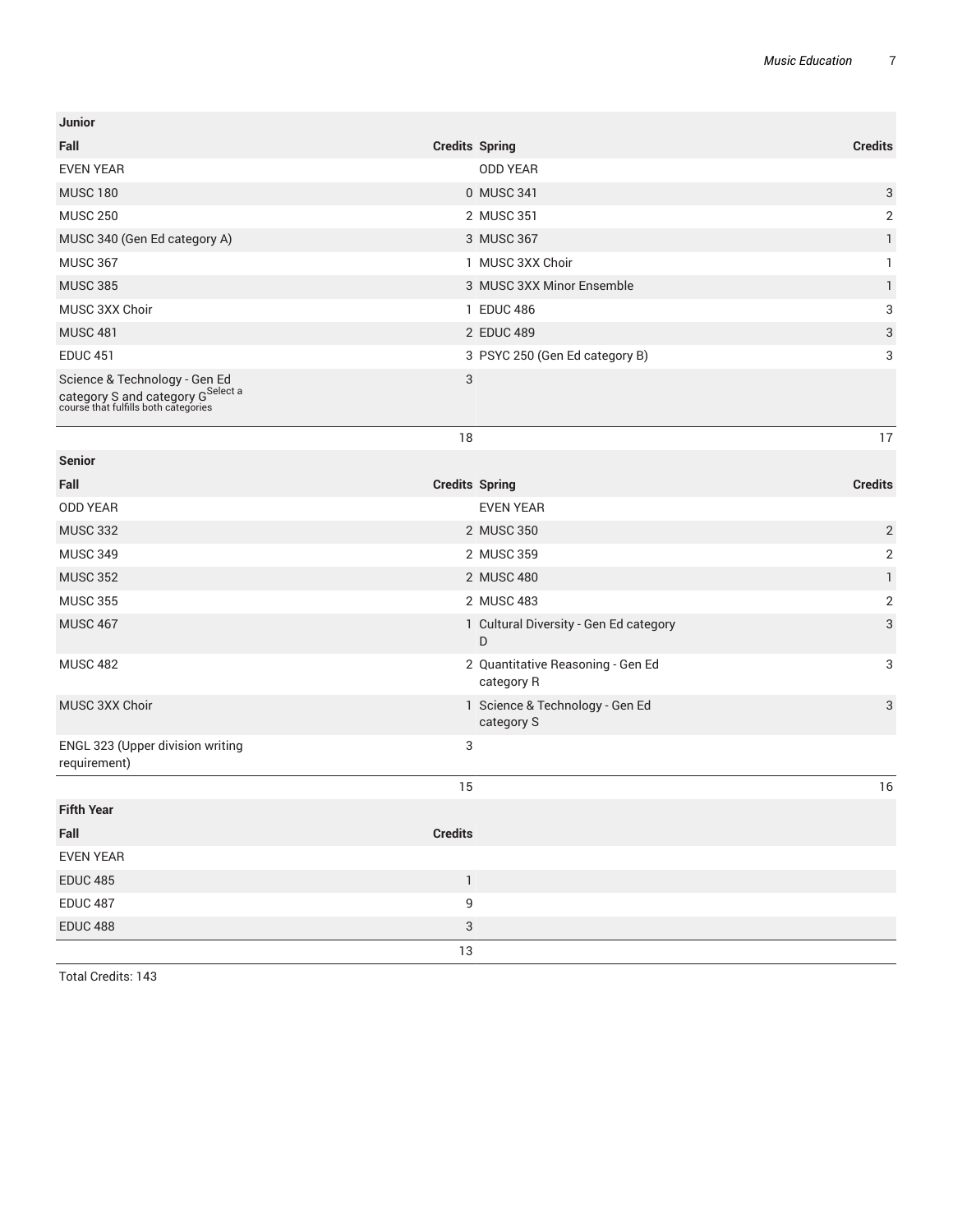| Junior | | | |
|---|---|---|---|
| Fall | Credits | Spring | Credits |
| EVEN YEAR | | ODD YEAR | |
| MUSC 180 | 0 | MUSC 341 | 3 |
| MUSC 250 | 2 | MUSC 351 | 2 |
| MUSC 340 (Gen Ed category A) | 3 | MUSC 367 | 1 |
| MUSC 367 | 1 | MUSC 3XX Choir | 1 |
| MUSC 385 | 3 | MUSC 3XX Minor Ensemble | 1 |
| MUSC 3XX Choir | 1 | EDUC 486 | 3 |
| MUSC 481 | 2 | EDUC 489 | 3 |
| EDUC 451 | 3 | PSYC 250 (Gen Ed category B) | 3 |
| Science & Technology - Gen Ed category S and category G Select a course that fulfills both categories | 3 | | |
| | 18 | | 17 |

| Senior | | | |
|---|---|---|---|
| Fall | Credits | Spring | Credits |
| ODD YEAR | | EVEN YEAR | |
| MUSC 332 | 2 | MUSC 350 | 2 |
| MUSC 349 | 2 | MUSC 359 | 2 |
| MUSC 352 | 2 | MUSC 480 | 1 |
| MUSC 355 | 2 | MUSC 483 | 2 |
| MUSC 467 | 1 | Cultural Diversity - Gen Ed category D | 3 |
| MUSC 482 | 2 | Quantitative Reasoning - Gen Ed category R | 3 |
| MUSC 3XX Choir | 1 | Science & Technology - Gen Ed category S | 3 |
| ENGL 323 (Upper division writing requirement) | 3 | | |
| | 15 | | 16 |

| Fifth Year | |
|---|---|
| Fall | Credits |
| EVEN YEAR | |
| EDUC 485 | 1 |
| EDUC 487 | 9 |
| EDUC 488 | 3 |
| | 13 |

Total Credits: 143